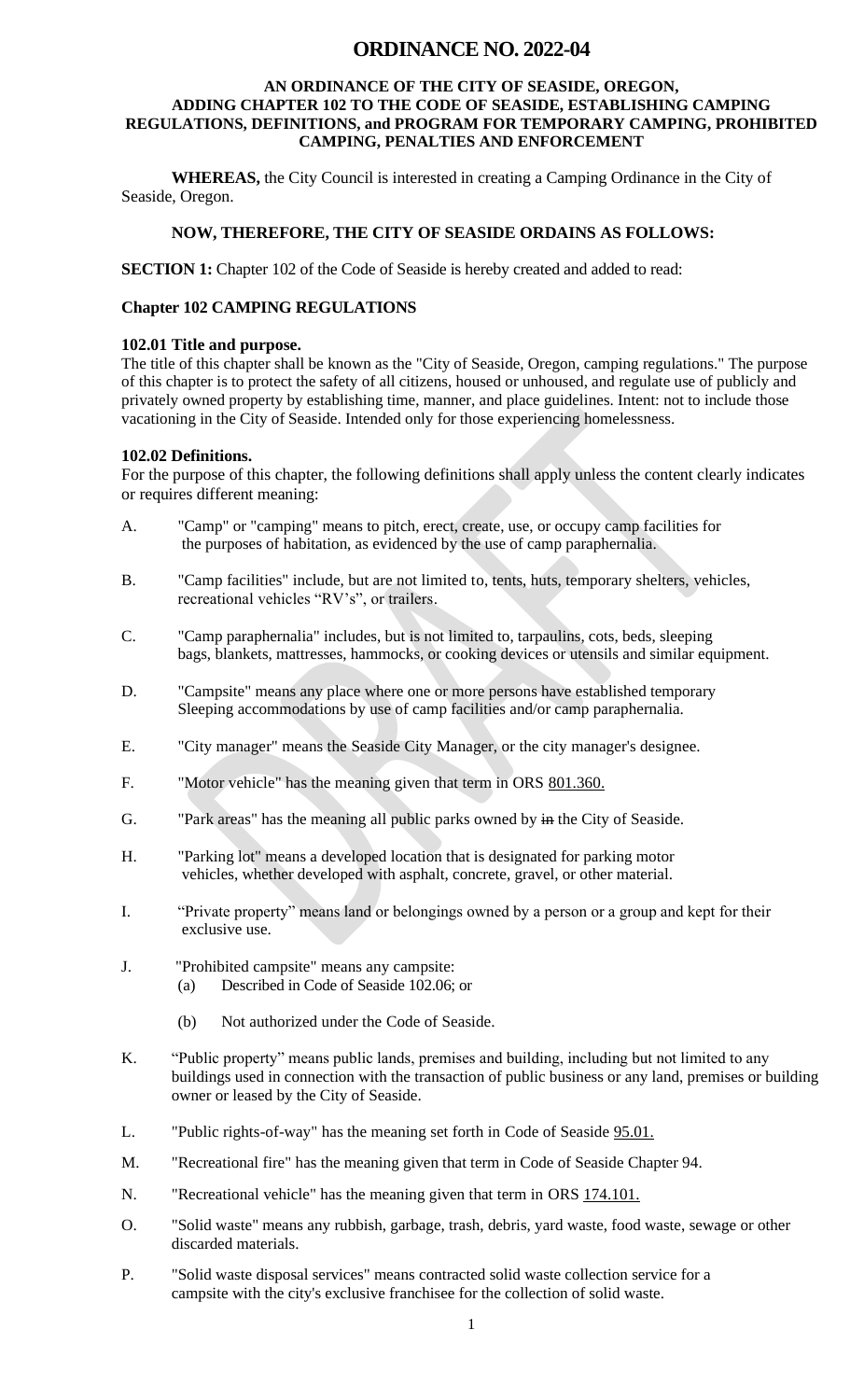# ORDINANCE NO. 2022-04

**AN ORDINANCE OF THE CITY OF SEASIDE, OREGON, ADDING CHAPTER 102 TO THE CODE OF SEASIDE, ESTABLISHING CAMPING REGULATIONS, DEFINITIONS, and PROGRAM FOR TEMPORARY CAMPING, PROHIBITED CAMPING, PENALTIES AND ENFORCEMENT**

**WHEREAS,** the City Council is interested in creating a Camping Ordinance in the City of Seaside, Oregon.

**NOW, THEREFORE, THE CITY OF SEASIDE ORDAINS AS FOLLOWS:**

**SECTION 1:** Chapter 102 of the Code of Seaside is hereby created and added to read:

**Chapter 102 CAMPING REGULATIONS**

**102.01 Title and purpose.**

The title of this chapter shall be known as the "City of Seaside, Oregon, camping regulations." The purpose of this chapter is to protect the safety of all citizens, housed or unhoused, and regulate use of publicly and privately owned property by establishing time, manner, and place guidelines. Intent: not to include those vacationing in the City of Seaside. Intended only for those experiencing homelessness.

**102.02 Definitions.**

For the purpose of this chapter, the following definitions shall apply unless the content clearly indicates or requires different meaning:

A. "Camp" or "camping" means to pitch, erect, create, use, or occupy camp facilities for the purposes of habitation, as evidenced by the use of camp paraphernalia.

B. "Camp facilities" include, but are not limited to, tents, huts, temporary shelters, vehicles, recreational vehicles "RV's", or trailers.

C. "Camp paraphernalia" includes, but is not limited to, tarpaulins, cots, beds, sleeping bags, blankets, mattresses, hammocks, or cooking devices or utensils and similar equipment.

D. "Campsite" means any place where one or more persons have established temporary Sleeping accommodations by use of camp facilities and/or camp paraphernalia.

E. "City manager" means the Seaside City Manager, or the city manager's designee.

F. "Motor vehicle" has the meaning given that term in ORS 801.360.

G. "Park areas" has the meaning all public parks owned by ~~in~~ the City of Seaside.

H. "Parking lot" means a developed location that is designated for parking motor vehicles, whether developed with asphalt, concrete, gravel, or other material.

I. "Private property" means land or belongings owned by a person or a group and kept for their exclusive use.

J. "Prohibited campsite" means any campsite:
   (a) Described in Code of Seaside 102.06; or
   (b) Not authorized under the Code of Seaside.

K. "Public property" means public lands, premises and building, including but not limited to any buildings used in connection with the transaction of public business or any land, premises or building owner or leased by the City of Seaside.

L. "Public rights-of-way" has the meaning set forth in Code of Seaside 95.01.

M. "Recreational fire" has the meaning given that term in Code of Seaside Chapter 94.

N. "Recreational vehicle" has the meaning given that term in ORS 174.101.

O. "Solid waste" means any rubbish, garbage, trash, debris, yard waste, food waste, sewage or other discarded materials.

P. "Solid waste disposal services" means contracted solid waste collection service for a campsite with the city's exclusive franchisee for the collection of solid waste.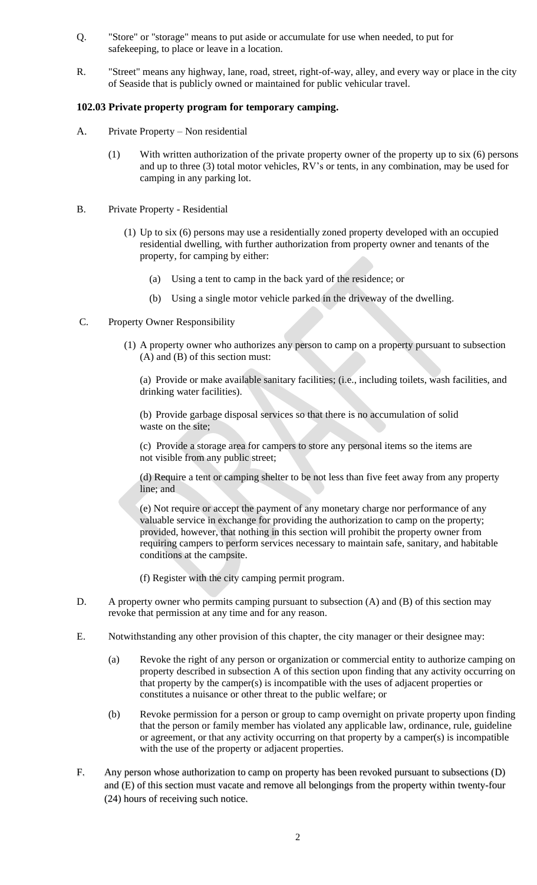Q. "Store" or "storage" means to put aside or accumulate for use when needed, to put for safekeeping, to place or leave in a location.

R. "Street" means any highway, lane, road, street, right-of-way, alley, and every way or place in the city of Seaside that is publicly owned or maintained for public vehicular travel.

**102.03 Private property program for temporary camping.**

A. Private Property – Non residential

(1) With written authorization of the private property owner of the property up to six (6) persons and up to three (3) total motor vehicles, RV's or tents, in any combination, may be used for camping in any parking lot.

B. Private Property - Residential

(1) Up to six (6) persons may use a residentially zoned property developed with an occupied residential dwelling, with further authorization from property owner and tenants of the property, for camping by either:

(a) Using a tent to camp in the back yard of the residence; or

(b) Using a single motor vehicle parked in the driveway of the dwelling.

C. Property Owner Responsibility

(1) A property owner who authorizes any person to camp on a property pursuant to subsection (A) and (B) of this section must:

(a) Provide or make available sanitary facilities; (i.e., including toilets, wash facilities, and drinking water facilities).

(b) Provide garbage disposal services so that there is no accumulation of solid waste on the site;

(c) Provide a storage area for campers to store any personal items so the items are not visible from any public street;

(d) Require a tent or camping shelter to be not less than five feet away from any property line; and

(e) Not require or accept the payment of any monetary charge nor performance of any valuable service in exchange for providing the authorization to camp on the property; provided, however, that nothing in this section will prohibit the property owner from requiring campers to perform services necessary to maintain safe, sanitary, and habitable conditions at the campsite.

(f) Register with the city camping permit program.

D. A property owner who permits camping pursuant to subsection (A) and (B) of this section may revoke that permission at any time and for any reason.

E. Notwithstanding any other provision of this chapter, the city manager or their designee may:

(a) Revoke the right of any person or organization or commercial entity to authorize camping on property described in subsection A of this section upon finding that any activity occurring on that property by the camper(s) is incompatible with the uses of adjacent properties or constitutes a nuisance or other threat to the public welfare; or

(b) Revoke permission for a person or group to camp overnight on private property upon finding that the person or family member has violated any applicable law, ordinance, rule, guideline or agreement, or that any activity occurring on that property by a camper(s) is incompatible with the use of the property or adjacent properties.

F. Any person whose authorization to camp on property has been revoked pursuant to subsections (D) and (E) of this section must vacate and remove all belongings from the property within twenty-four (24) hours of receiving such notice.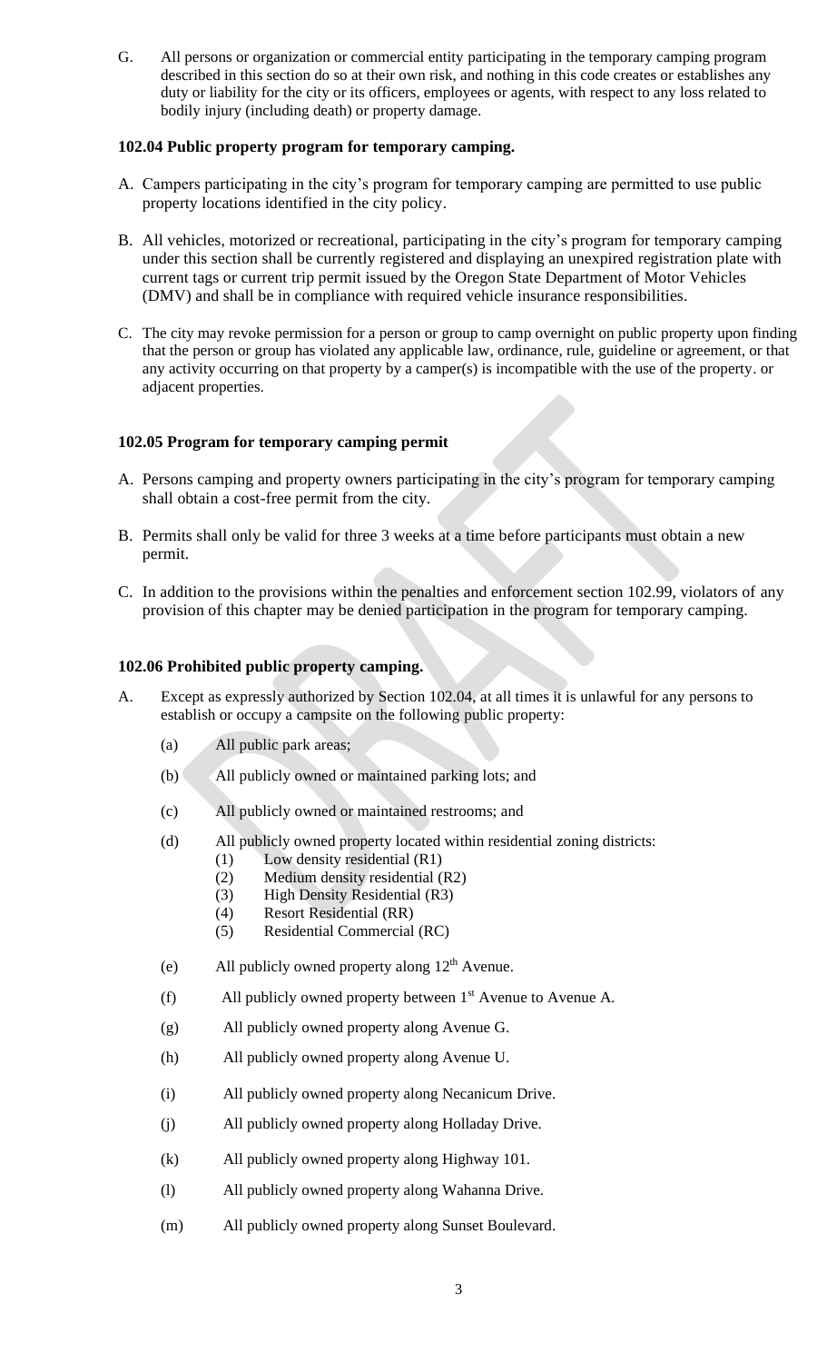G. All persons or organization or commercial entity participating in the temporary camping program described in this section do so at their own risk, and nothing in this code creates or establishes any duty or liability for the city or its officers, employees or agents, with respect to any loss related to bodily injury (including death) or property damage.

### 102.04 Public property program for temporary camping.

A. Campers participating in the city's program for temporary camping are permitted to use public property locations identified in the city policy.

B. All vehicles, motorized or recreational, participating in the city's program for temporary camping under this section shall be currently registered and displaying an unexpired registration plate with current tags or current trip permit issued by the Oregon State Department of Motor Vehicles (DMV) and shall be in compliance with required vehicle insurance responsibilities.

C. The city may revoke permission for a person or group to camp overnight on public property upon finding that the person or group has violated any applicable law, ordinance, rule, guideline or agreement, or that any activity occurring on that property by a camper(s) is incompatible with the use of the property. or adjacent properties.

### 102.05 Program for temporary camping permit

A. Persons camping and property owners participating in the city's program for temporary camping shall obtain a cost-free permit from the city.

B. Permits shall only be valid for three 3 weeks at a time before participants must obtain a new permit.

C. In addition to the provisions within the penalties and enforcement section 102.99, violators of any provision of this chapter may be denied participation in the program for temporary camping.

### 102.06 Prohibited public property camping.

A. Except as expressly authorized by Section 102.04, at all times it is unlawful for any persons to establish or occupy a campsite on the following public property:

(a) All public park areas;

(b) All publicly owned or maintained parking lots; and

(c) All publicly owned or maintained restrooms; and

(d) All publicly owned property located within residential zoning districts:
  (1) Low density residential (R1)
  (2) Medium density residential (R2)
  (3) High Density Residential (R3)
  (4) Resort Residential (RR)
  (5) Residential Commercial (RC)

(e) All publicly owned property along 12th Avenue.

(f) All publicly owned property between 1st Avenue to Avenue A.

(g) All publicly owned property along Avenue G.

(h) All publicly owned property along Avenue U.

(i) All publicly owned property along Necanicum Drive.

(j) All publicly owned property along Holladay Drive.

(k) All publicly owned property along Highway 101.

(l) All publicly owned property along Wahanna Drive.

(m) All publicly owned property along Sunset Boulevard.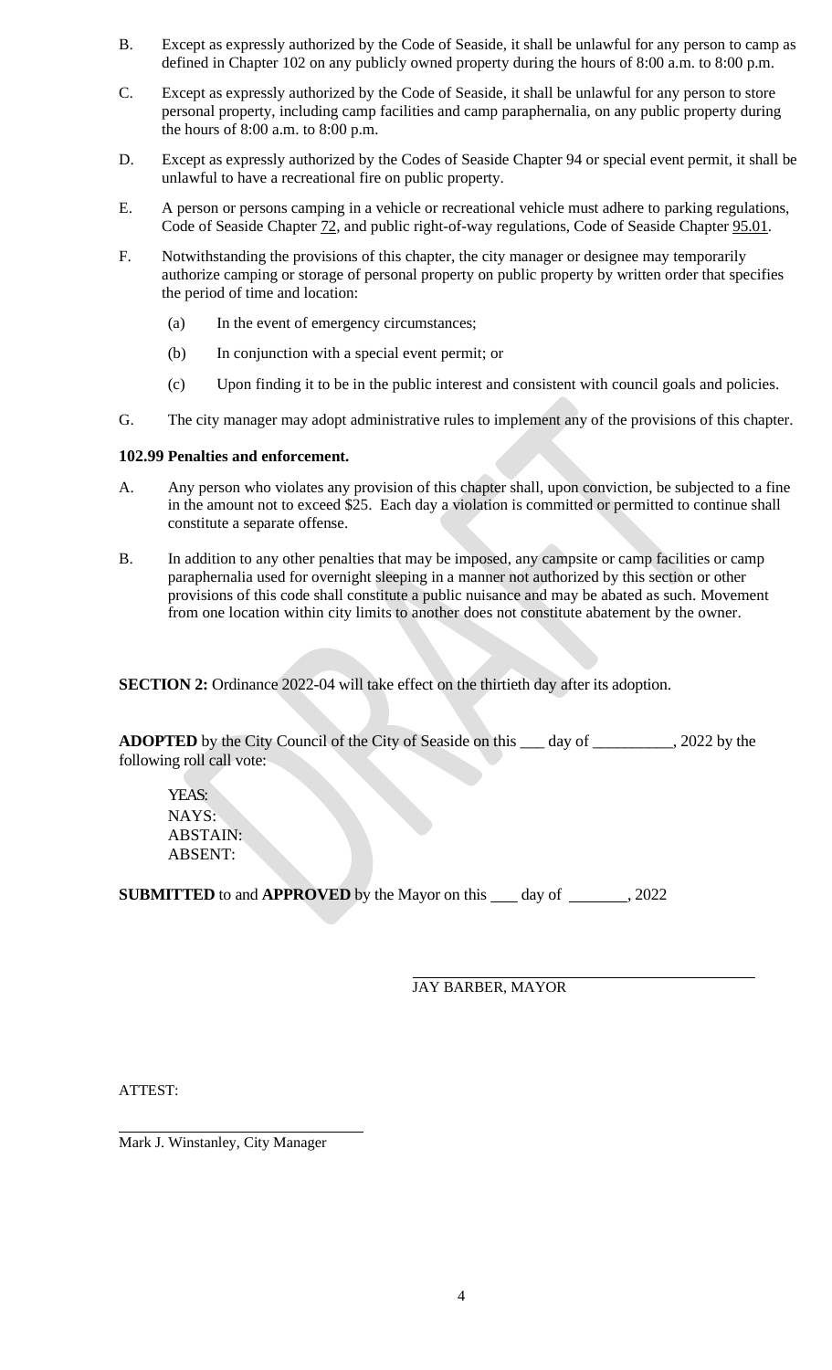B. Except as expressly authorized by the Code of Seaside, it shall be unlawful for any person to camp as defined in Chapter 102 on any publicly owned property during the hours of 8:00 a.m. to 8:00 p.m.

C. Except as expressly authorized by the Code of Seaside, it shall be unlawful for any person to store personal property, including camp facilities and camp paraphernalia, on any public property during the hours of 8:00 a.m. to 8:00 p.m.

D. Except as expressly authorized by the Codes of Seaside Chapter 94 or special event permit, it shall be unlawful to have a recreational fire on public property.

E. A person or persons camping in a vehicle or recreational vehicle must adhere to parking regulations, Code of Seaside Chapter 72, and public right-of-way regulations, Code of Seaside Chapter 95.01.

F. Notwithstanding the provisions of this chapter, the city manager or designee may temporarily authorize camping or storage of personal property on public property by written order that specifies the period of time and location:

(a) In the event of emergency circumstances;

(b) In conjunction with a special event permit; or

(c) Upon finding it to be in the public interest and consistent with council goals and policies.

G. The city manager may adopt administrative rules to implement any of the provisions of this chapter.

**102.99 Penalties and enforcement.**

A. Any person who violates any provision of this chapter shall, upon conviction, be subjected to a fine in the amount not to exceed $25. Each day a violation is committed or permitted to continue shall constitute a separate offense.

B. In addition to any other penalties that may be imposed, any campsite or camp facilities or camp paraphernalia used for overnight sleeping in a manner not authorized by this section or other provisions of this code shall constitute a public nuisance and may be abated as such. Movement from one location within city limits to another does not constitute abatement by the owner.

**SECTION 2:** Ordinance 2022-04 will take effect on the thirtieth day after its adoption.

**ADOPTED** by the City Council of the City of Seaside on this ___ day of __________, 2022 by the following roll call vote:

YEAS:
NAYS:
ABSTAIN:
ABSENT:

**SUBMITTED** to and **APPROVED** by the Mayor on this ___ day of _______, 2022

______________________________
JAY BARBER, MAYOR

ATTEST:

______________________________
Mark J. Winstanley, City Manager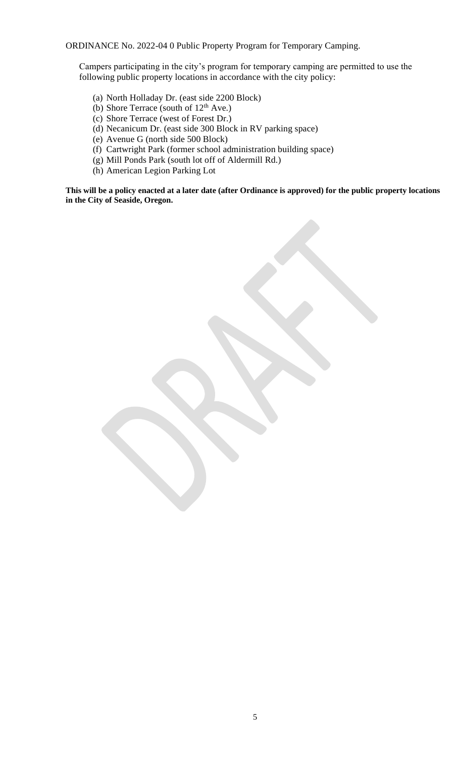ORDINANCE No. 2022-04 0 Public Property Program for Temporary Camping.

Campers participating in the city's program for temporary camping are permitted to use the following public property locations in accordance with the city policy:

(a) North Holladay Dr. (east side 2200 Block)
(b) Shore Terrace (south of 12th Ave.)
(c) Shore Terrace (west of Forest Dr.)
(d) Necanicum Dr. (east side 300 Block in RV parking space)
(e) Avenue G (north side 500 Block)
(f) Cartwright Park (former school administration building space)
(g) Mill Ponds Park (south lot off of Aldermill Rd.)
(h) American Legion Parking Lot

**This will be a policy enacted at a later date (after Ordinance is approved) for the public property locations in the City of Seaside, Oregon.**

DRAFT